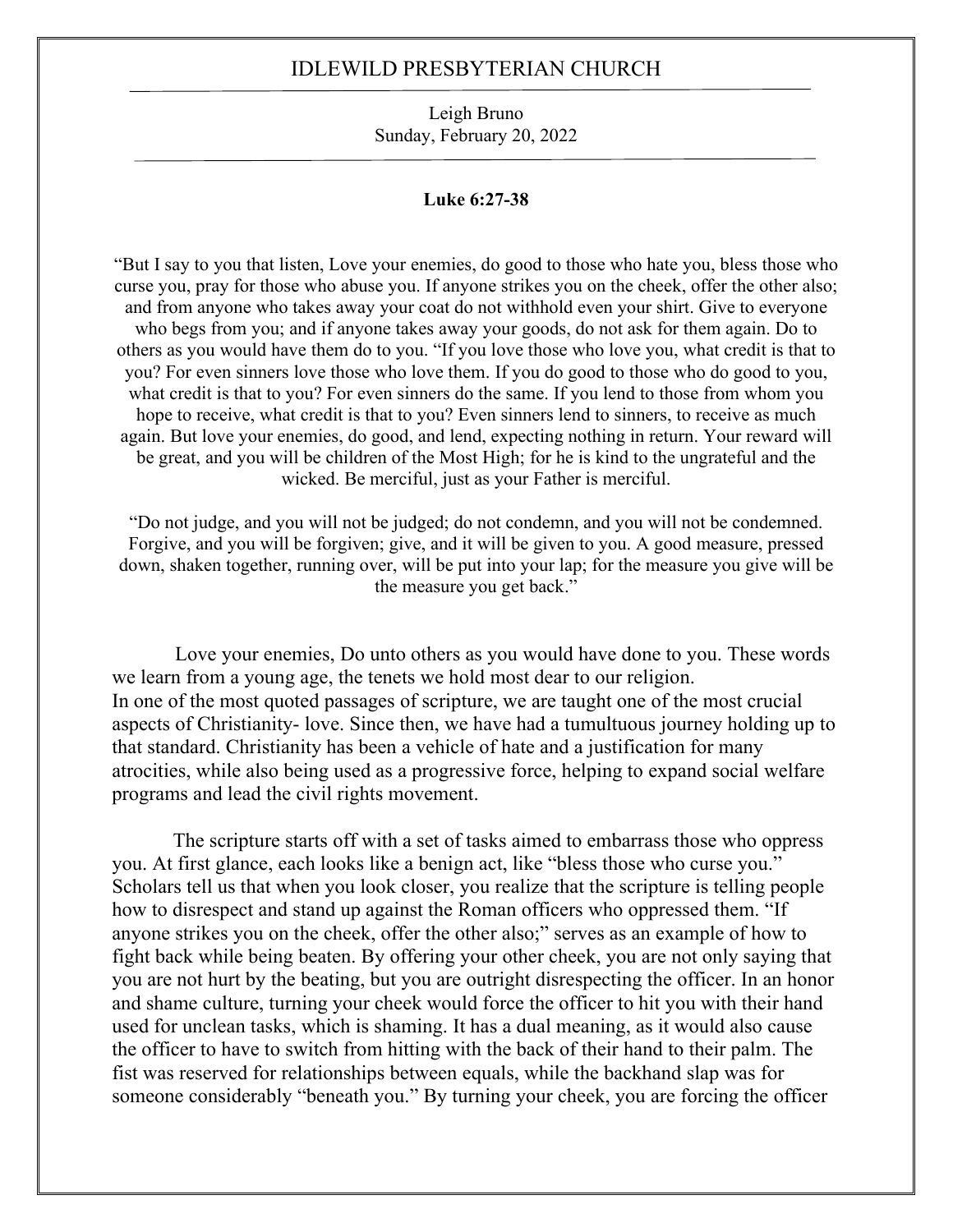# IDLEWILD PRESBYTERIAN CHURCH

Leigh Bruno
Sunday, February 20, 2022

**Luke 6:27-38**

"But I say to you that listen, Love your enemies, do good to those who hate you, bless those who curse you, pray for those who abuse you. If anyone strikes you on the cheek, offer the other also; and from anyone who takes away your coat do not withhold even your shirt. Give to everyone who begs from you; and if anyone takes away your goods, do not ask for them again. Do to others as you would have them do to you. "If you love those who love you, what credit is that to you? For even sinners love those who love them. If you do good to those who do good to you, what credit is that to you? For even sinners do the same. If you lend to those from whom you hope to receive, what credit is that to you? Even sinners lend to sinners, to receive as much again. But love your enemies, do good, and lend, expecting nothing in return. Your reward will be great, and you will be children of the Most High; for he is kind to the ungrateful and the wicked. Be merciful, just as your Father is merciful.

"Do not judge, and you will not be judged; do not condemn, and you will not be condemned. Forgive, and you will be forgiven; give, and it will be given to you. A good measure, pressed down, shaken together, running over, will be put into your lap; for the measure you give will be the measure you get back."

Love your enemies, Do unto others as you would have done to you. These words we learn from a young age, the tenets we hold most dear to our religion.
In one of the most quoted passages of scripture, we are taught one of the most crucial aspects of Christianity- love. Since then, we have had a tumultuous journey holding up to that standard. Christianity has been a vehicle of hate and a justification for many atrocities, while also being used as a progressive force, helping to expand social welfare programs and lead the civil rights movement.

The scripture starts off with a set of tasks aimed to embarrass those who oppress you. At first glance, each looks like a benign act, like "bless those who curse you." Scholars tell us that when you look closer, you realize that the scripture is telling people how to disrespect and stand up against the Roman officers who oppressed them. "If anyone strikes you on the cheek, offer the other also;" serves as an example of how to fight back while being beaten. By offering your other cheek, you are not only saying that you are not hurt by the beating, but you are outright disrespecting the officer. In an honor and shame culture, turning your cheek would force the officer to hit you with their hand used for unclean tasks, which is shaming. It has a dual meaning, as it would also cause the officer to have to switch from hitting with the back of their hand to their palm. The fist was reserved for relationships between equals, while the backhand slap was for someone considerably "beneath you." By turning your cheek, you are forcing the officer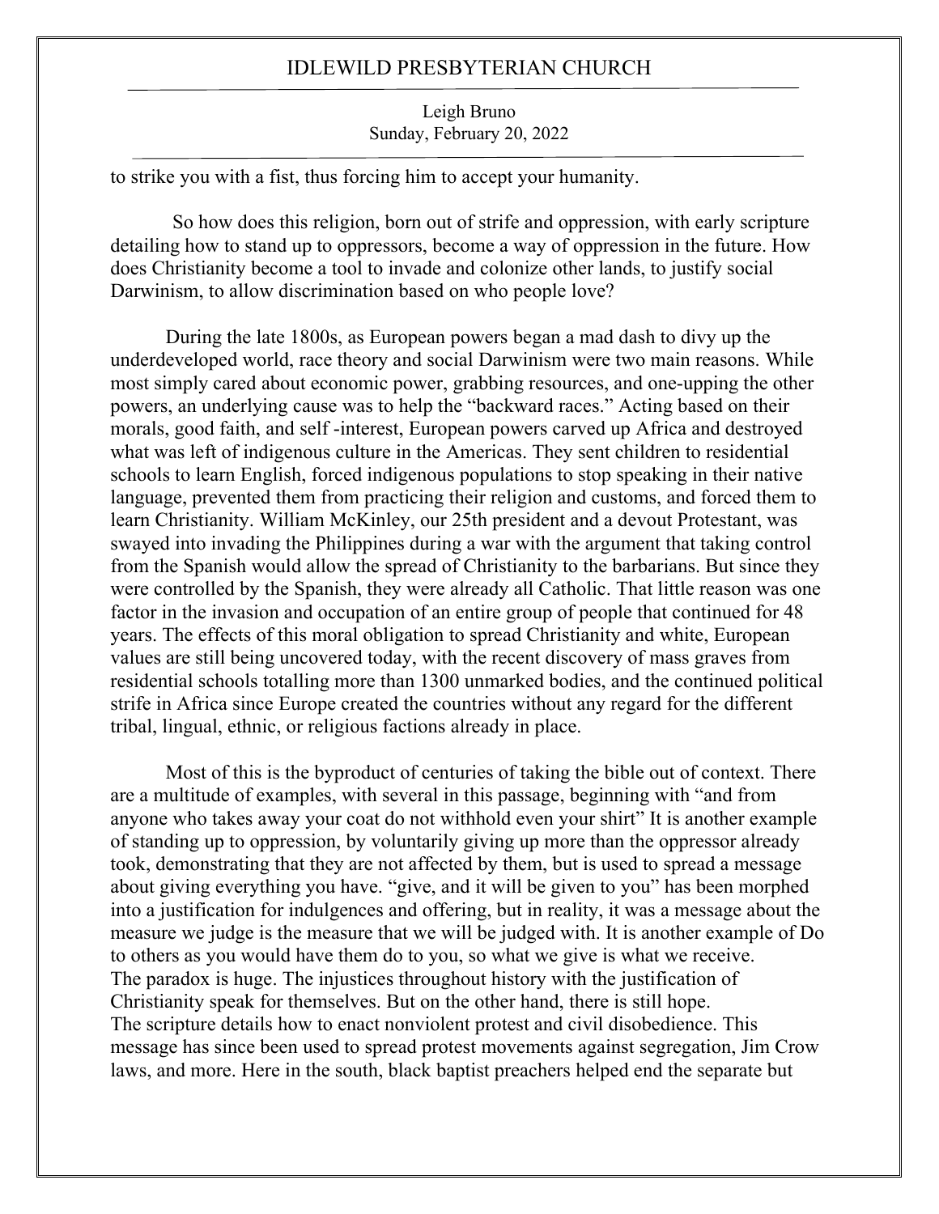to strike you with a fist, thus forcing him to accept your humanity.

So how does this religion, born out of strife and oppression, with early scripture detailing how to stand up to oppressors, become a way of oppression in the future. How does Christianity become a tool to invade and colonize other lands, to justify social Darwinism, to allow discrimination based on who people love?

During the late 1800s, as European powers began a mad dash to divy up the underdeveloped world, race theory and social Darwinism were two main reasons. While most simply cared about economic power, grabbing resources, and one-upping the other powers, an underlying cause was to help the "backward races." Acting based on their morals, good faith, and self -interest, European powers carved up Africa and destroyed what was left of indigenous culture in the Americas. They sent children to residential schools to learn English, forced indigenous populations to stop speaking in their native language, prevented them from practicing their religion and customs, and forced them to learn Christianity. William McKinley, our 25th president and a devout Protestant, was swayed into invading the Philippines during a war with the argument that taking control from the Spanish would allow the spread of Christianity to the barbarians. But since they were controlled by the Spanish, they were already all Catholic. That little reason was one factor in the invasion and occupation of an entire group of people that continued for 48 years. The effects of this moral obligation to spread Christianity and white, European values are still being uncovered today, with the recent discovery of mass graves from residential schools totalling more than 1300 unmarked bodies, and the continued political strife in Africa since Europe created the countries without any regard for the different tribal, lingual, ethnic, or religious factions already in place.

Most of this is the byproduct of centuries of taking the bible out of context. There are a multitude of examples, with several in this passage, beginning with "and from anyone who takes away your coat do not withhold even your shirt" It is another example of standing up to oppression, by voluntarily giving up more than the oppressor already took, demonstrating that they are not affected by them, but is used to spread a message about giving everything you have. "give, and it will be given to you" has been morphed into a justification for indulgences and offering, but in reality, it was a message about the measure we judge is the measure that we will be judged with. It is another example of Do to others as you would have them do to you, so what we give is what we receive.
The paradox is huge. The injustices throughout history with the justification of Christianity speak for themselves. But on the other hand, there is still hope.
The scripture details how to enact nonviolent protest and civil disobedience. This message has since been used to spread protest movements against segregation, Jim Crow laws, and more. Here in the south, black baptist preachers helped end the separate but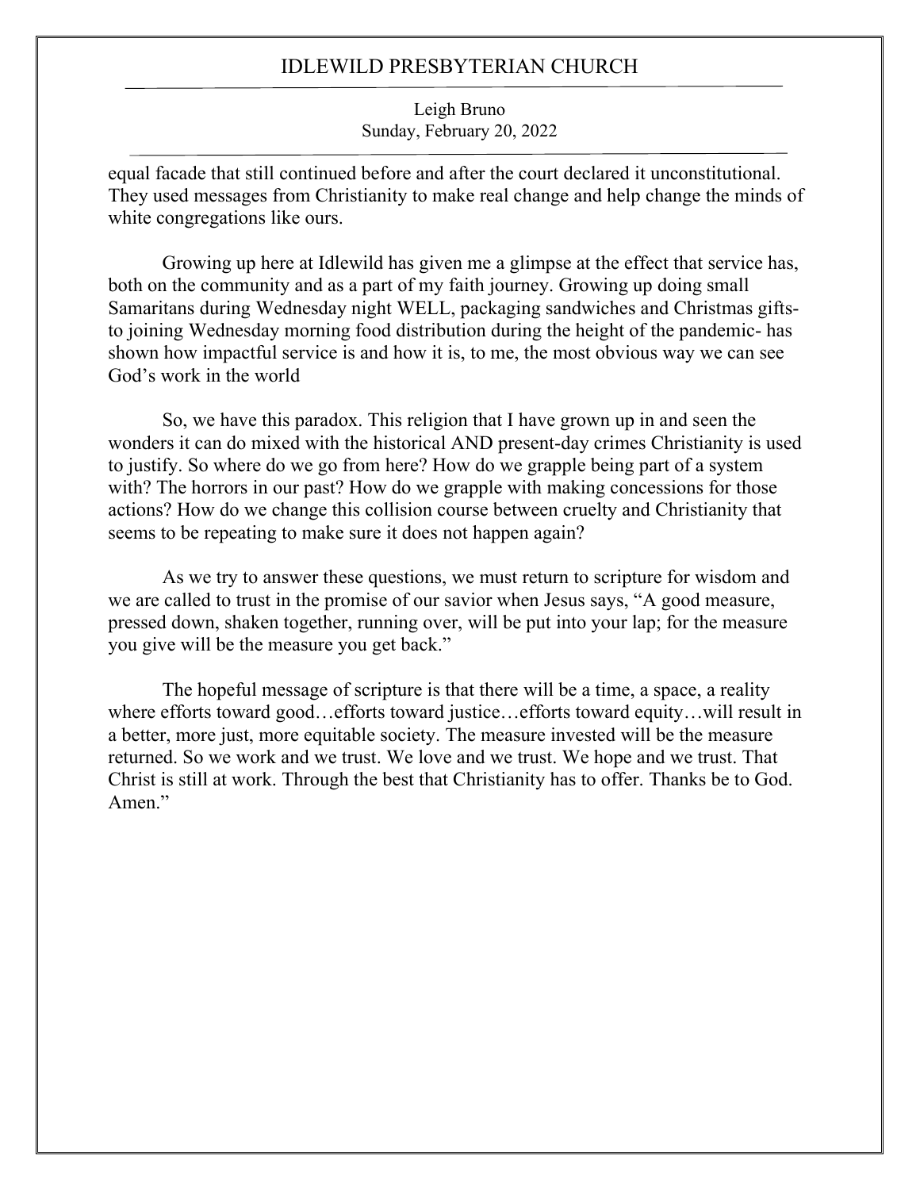equal facade that still continued before and after the court declared it unconstitutional. They used messages from Christianity to make real change and help change the minds of white congregations like ours.

Growing up here at Idlewild has given me a glimpse at the effect that service has, both on the community and as a part of my faith journey. Growing up doing small Samaritans during Wednesday night WELL, packaging sandwiches and Christmas gifts- to joining Wednesday morning food distribution during the height of the pandemic- has shown how impactful service is and how it is, to me, the most obvious way we can see God's work in the world

So, we have this paradox. This religion that I have grown up in and seen the wonders it can do mixed with the historical AND present-day crimes Christianity is used to justify. So where do we go from here? How do we grapple being part of a system with? The horrors in our past? How do we grapple with making concessions for those actions? How do we change this collision course between cruelty and Christianity that seems to be repeating to make sure it does not happen again?

As we try to answer these questions, we must return to scripture for wisdom and we are called to trust in the promise of our savior when Jesus says, "A good measure, pressed down, shaken together, running over, will be put into your lap; for the measure you give will be the measure you get back."

The hopeful message of scripture is that there will be a time, a space, a reality where efforts toward good…efforts toward justice…efforts toward equity…will result in a better, more just, more equitable society. The measure invested will be the measure returned. So we work and we trust. We love and we trust. We hope and we trust. That Christ is still at work. Through the best that Christianity has to offer. Thanks be to God. Amen."